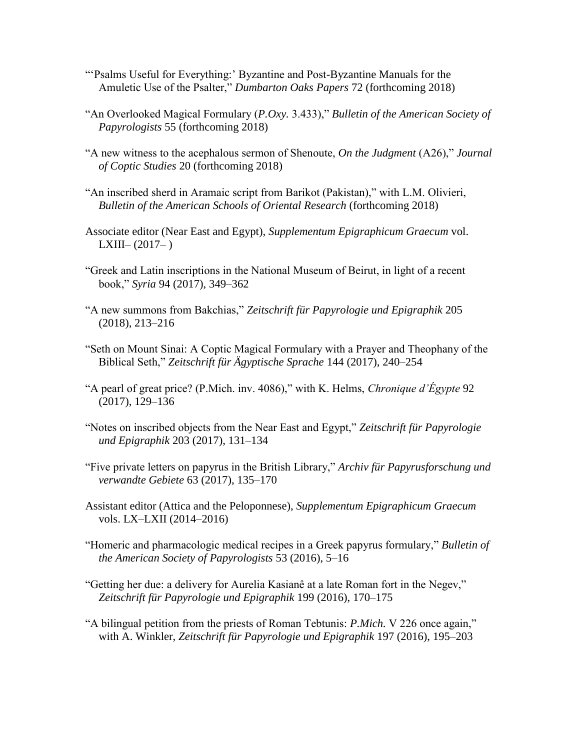"'Psalms Useful for Everything:' Byzantine and Post-Byzantine Manuals for the Amuletic Use of the Psalter," *Dumbarton Oaks Papers* 72 (forthcoming 2018)

"An Overlooked Magical Formulary (*P.Oxy.* 3.433)," *Bulletin of the American Society of Papyrologists* 55 (forthcoming 2018)

"A new witness to the acephalous sermon of Shenoute, *On the Judgment* (A26)," *Journal of Coptic Studies* 20 (forthcoming 2018)

"An inscribed sherd in Aramaic script from Barikot (Pakistan)," with L.M. Olivieri, *Bulletin of the American Schools of Oriental Research* (forthcoming 2018)

Associate editor (Near East and Egypt), *Supplementum Epigraphicum Graecum* vol. LXIII– (2017– )

"Greek and Latin inscriptions in the National Museum of Beirut, in light of a recent book," *Syria* 94 (2017), 349–362

"A new summons from Bakchias," *Zeitschrift für Papyrologie und Epigraphik* 205 (2018), 213–216

"Seth on Mount Sinai: A Coptic Magical Formulary with a Prayer and Theophany of the Biblical Seth," *Zeitschrift für Ägyptische Sprache* 144 (2017), 240–254

"A pearl of great price? (P.Mich. inv. 4086)," with K. Helms, *Chronique d'Égypte* 92 (2017), 129–136

"Notes on inscribed objects from the Near East and Egypt," *Zeitschrift für Papyrologie und Epigraphik* 203 (2017), 131–134

"Five private letters on papyrus in the British Library," *Archiv für Papyrusforschung und verwandte Gebiete* 63 (2017), 135–170

Assistant editor (Attica and the Peloponnese), *Supplementum Epigraphicum Graecum* vols. LX–LXII (2014–2016)

"Homeric and pharmacologic medical recipes in a Greek papyrus formulary," *Bulletin of the American Society of Papyrologists* 53 (2016), 5–16

"Getting her due: a delivery for Aurelia Kasianê at a late Roman fort in the Negev," *Zeitschrift für Papyrologie und Epigraphik* 199 (2016), 170–175

"A bilingual petition from the priests of Roman Tebtunis: *P.Mich.* V 226 once again," with A. Winkler, *Zeitschrift für Papyrologie und Epigraphik* 197 (2016), 195–203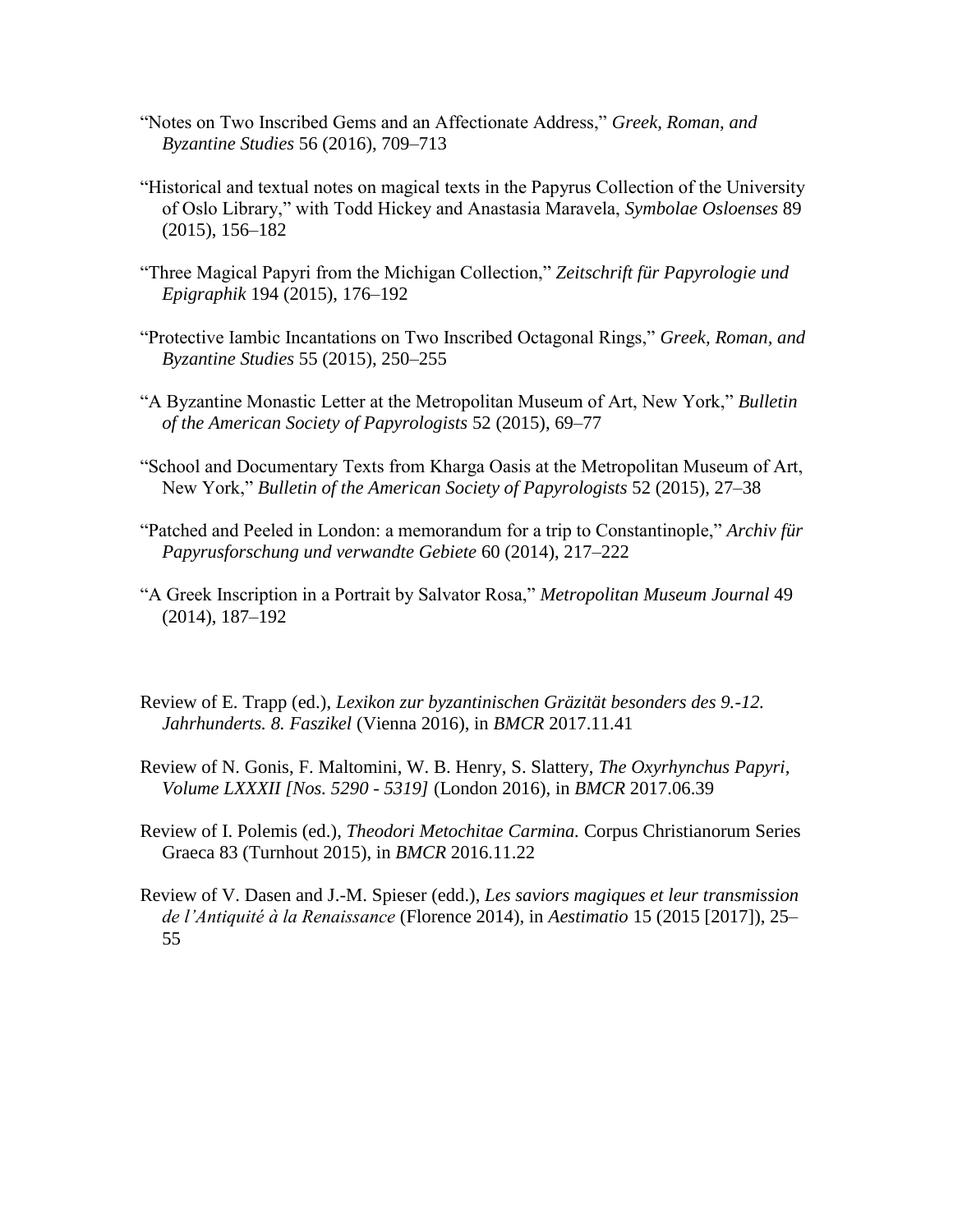"Notes on Two Inscribed Gems and an Affectionate Address," *Greek, Roman, and Byzantine Studies* 56 (2016), 709–713

"Historical and textual notes on magical texts in the Papyrus Collection of the University of Oslo Library," with Todd Hickey and Anastasia Maravela, *Symbolae Osloenses* 89 (2015), 156–182

"Three Magical Papyri from the Michigan Collection," *Zeitschrift für Papyrologie und Epigraphik* 194 (2015), 176–192

"Protective Iambic Incantations on Two Inscribed Octagonal Rings," *Greek, Roman, and Byzantine Studies* 55 (2015), 250–255

"A Byzantine Monastic Letter at the Metropolitan Museum of Art, New York," *Bulletin of the American Society of Papyrologists* 52 (2015), 69–77

"School and Documentary Texts from Kharga Oasis at the Metropolitan Museum of Art, New York," *Bulletin of the American Society of Papyrologists* 52 (2015), 27–38

"Patched and Peeled in London: a memorandum for a trip to Constantinople," *Archiv für Papyrusforschung und verwandte Gebiete* 60 (2014), 217–222

"A Greek Inscription in a Portrait by Salvator Rosa," *Metropolitan Museum Journal* 49 (2014), 187–192

Review of E. Trapp (ed.), *Lexikon zur byzantinischen Gräzität besonders des 9.-12. Jahrhunderts. 8. Faszikel* (Vienna 2016), in *BMCR* 2017.11.41

Review of N. Gonis, F. Maltomini, W. B. Henry, S. Slattery, *The Oxyrhynchus Papyri, Volume LXXXII [Nos. 5290 - 5319]* (London 2016), in *BMCR* 2017.06.39

Review of I. Polemis (ed.), *Theodori Metochitae Carmina.* Corpus Christianorum Series Graeca 83 (Turnhout 2015), in *BMCR* 2016.11.22

Review of V. Dasen and J.-M. Spieser (edd.), *Les saviors magiques et leur transmission de l'Antiquité à la Renaissance* (Florence 2014), in *Aestimatio* 15 (2015 [2017]), 25–55